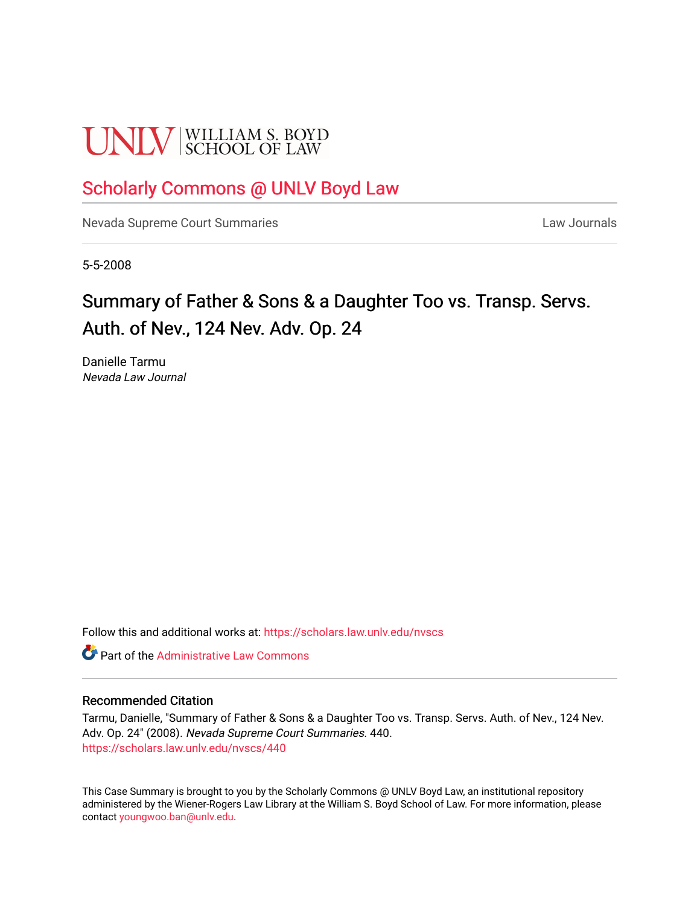UNLV | WILLIAM S. BOYD SCHOOL OF LAW

## Scholarly Commons @ UNLV Boyd Law

Nevada Supreme Court Summaries | Law Journals

5-5-2008

# Summary of Father & Sons & a Daughter Too vs. Transp. Servs. Auth. of Nev., 124 Nev. Adv. Op. 24

Danielle Tarmu
*Nevada Law Journal*

Follow this and additional works at: https://scholars.law.unlv.edu/nvscs

Part of the Administrative Law Commons

### Recommended Citation

Tarmu, Danielle, "Summary of Father & Sons & a Daughter Too vs. Transp. Servs. Auth. of Nev., 124 Nev. Adv. Op. 24" (2008). *Nevada Supreme Court Summaries.* 440.
https://scholars.law.unlv.edu/nvscs/440

This Case Summary is brought to you by the Scholarly Commons @ UNLV Boyd Law, an institutional repository administered by the Wiener-Rogers Law Library at the William S. Boyd School of Law. For more information, please contact youngwoo.ban@unlv.edu.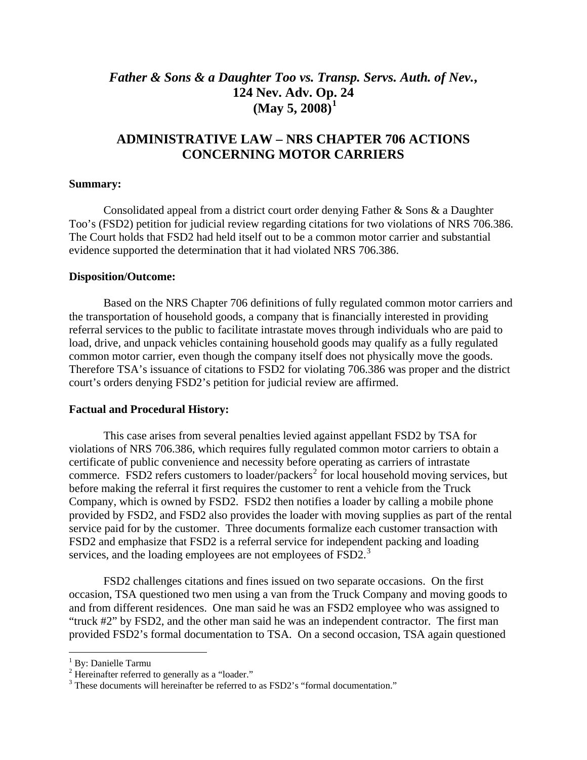# *Father & Sons & a Daughter Too vs. Transp. Servs. Auth. of Nev.*, 124 Nev. Adv. Op. 24 (May 5, 2008)[1]

## ADMINISTRATIVE LAW – NRS CHAPTER 706 ACTIONS CONCERNING MOTOR CARRIERS

**Summary:**

Consolidated appeal from a district court order denying Father & Sons & a Daughter Too's (FSD2) petition for judicial review regarding citations for two violations of NRS 706.386. The Court holds that FSD2 had held itself out to be a common motor carrier and substantial evidence supported the determination that it had violated NRS 706.386.

**Disposition/Outcome:**

Based on the NRS Chapter 706 definitions of fully regulated common motor carriers and the transportation of household goods, a company that is financially interested in providing referral services to the public to facilitate intrastate moves through individuals who are paid to load, drive, and unpack vehicles containing household goods may qualify as a fully regulated common motor carrier, even though the company itself does not physically move the goods. Therefore TSA's issuance of citations to FSD2 for violating 706.386 was proper and the district court's orders denying FSD2's petition for judicial review are affirmed.

**Factual and Procedural History:**

This case arises from several penalties levied against appellant FSD2 by TSA for violations of NRS 706.386, which requires fully regulated common motor carriers to obtain a certificate of public convenience and necessity before operating as carriers of intrastate commerce. FSD2 refers customers to loader/packers[2] for local household moving services, but before making the referral it first requires the customer to rent a vehicle from the Truck Company, which is owned by FSD2. FSD2 then notifies a loader by calling a mobile phone provided by FSD2, and FSD2 also provides the loader with moving supplies as part of the rental service paid for by the customer. Three documents formalize each customer transaction with FSD2 and emphasize that FSD2 is a referral service for independent packing and loading services, and the loading employees are not employees of FSD2.[3]

FSD2 challenges citations and fines issued on two separate occasions. On the first occasion, TSA questioned two men using a van from the Truck Company and moving goods to and from different residences. One man said he was an FSD2 employee who was assigned to "truck #2" by FSD2, and the other man said he was an independent contractor. The first man provided FSD2's formal documentation to TSA. On a second occasion, TSA again questioned

---

[1] By: Danielle Tarmu

[2] Hereinafter referred to generally as a "loader."

[3] These documents will hereinafter be referred to as FSD2's "formal documentation."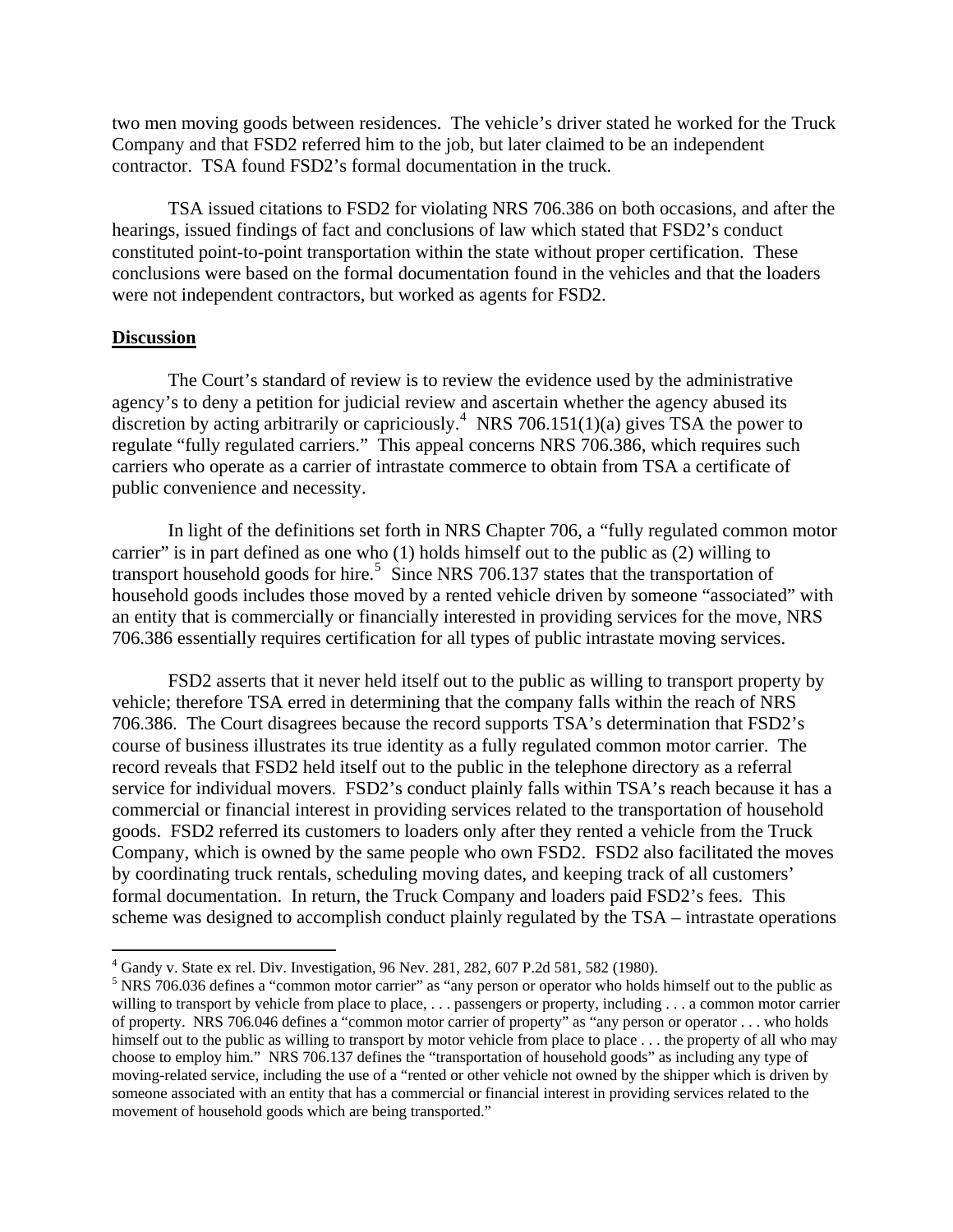two men moving goods between residences. The vehicle's driver stated he worked for the Truck Company and that FSD2 referred him to the job, but later claimed to be an independent contractor. TSA found FSD2's formal documentation in the truck.

TSA issued citations to FSD2 for violating NRS 706.386 on both occasions, and after the hearings, issued findings of fact and conclusions of law which stated that FSD2's conduct constituted point-to-point transportation within the state without proper certification. These conclusions were based on the formal documentation found in the vehicles and that the loaders were not independent contractors, but worked as agents for FSD2.

**Discussion**

The Court's standard of review is to review the evidence used by the administrative agency's to deny a petition for judicial review and ascertain whether the agency abused its discretion by acting arbitrarily or capriciously.[4] NRS 706.151(1)(a) gives TSA the power to regulate "fully regulated carriers." This appeal concerns NRS 706.386, which requires such carriers who operate as a carrier of intrastate commerce to obtain from TSA a certificate of public convenience and necessity.

In light of the definitions set forth in NRS Chapter 706, a "fully regulated common motor carrier" is in part defined as one who (1) holds himself out to the public as (2) willing to transport household goods for hire.[5] Since NRS 706.137 states that the transportation of household goods includes those moved by a rented vehicle driven by someone "associated" with an entity that is commercially or financially interested in providing services for the move, NRS 706.386 essentially requires certification for all types of public intrastate moving services.

FSD2 asserts that it never held itself out to the public as willing to transport property by vehicle; therefore TSA erred in determining that the company falls within the reach of NRS 706.386. The Court disagrees because the record supports TSA's determination that FSD2's course of business illustrates its true identity as a fully regulated common motor carrier. The record reveals that FSD2 held itself out to the public in the telephone directory as a referral service for individual movers. FSD2's conduct plainly falls within TSA's reach because it has a commercial or financial interest in providing services related to the transportation of household goods. FSD2 referred its customers to loaders only after they rented a vehicle from the Truck Company, which is owned by the same people who own FSD2. FSD2 also facilitated the moves by coordinating truck rentals, scheduling moving dates, and keeping track of all customers' formal documentation. In return, the Truck Company and loaders paid FSD2's fees. This scheme was designed to accomplish conduct plainly regulated by the TSA – intrastate operations

---

[4] Gandy v. State ex rel. Div. Investigation, 96 Nev. 281, 282, 607 P.2d 581, 582 (1980).

[5] NRS 706.036 defines a "common motor carrier" as "any person or operator who holds himself out to the public as willing to transport by vehicle from place to place, . . . passengers or property, including . . . a common motor carrier of property. NRS 706.046 defines a "common motor carrier of property" as "any person or operator . . . who holds himself out to the public as willing to transport by motor vehicle from place to place . . . the property of all who may choose to employ him." NRS 706.137 defines the "transportation of household goods" as including any type of moving-related service, including the use of a "rented or other vehicle not owned by the shipper which is driven by someone associated with an entity that has a commercial or financial interest in providing services related to the movement of household goods which are being transported."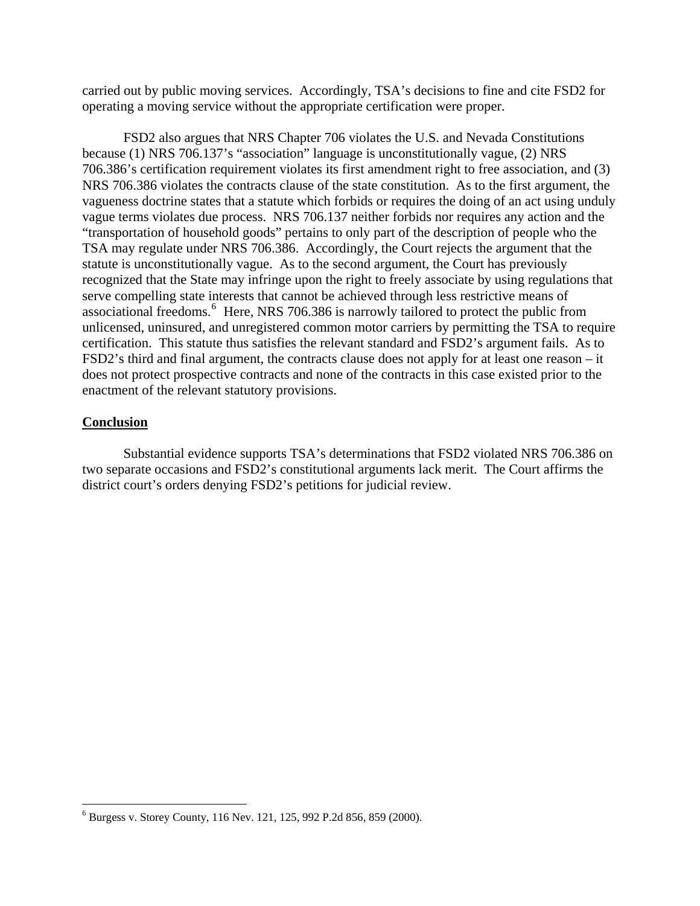carried out by public moving services. Accordingly, TSA's decisions to fine and cite FSD2 for operating a moving service without the appropriate certification were proper.

FSD2 also argues that NRS Chapter 706 violates the U.S. and Nevada Constitutions because (1) NRS 706.137's "association" language is unconstitutionally vague, (2) NRS 706.386's certification requirement violates its first amendment right to free association, and (3) NRS 706.386 violates the contracts clause of the state constitution. As to the first argument, the vagueness doctrine states that a statute which forbids or requires the doing of an act using unduly vague terms violates due process. NRS 706.137 neither forbids nor requires any action and the "transportation of household goods" pertains to only part of the description of people who the TSA may regulate under NRS 706.386. Accordingly, the Court rejects the argument that the statute is unconstitutionally vague. As to the second argument, the Court has previously recognized that the State may infringe upon the right to freely associate by using regulations that serve compelling state interests that cannot be achieved through less restrictive means of associational freedoms.[6] Here, NRS 706.386 is narrowly tailored to protect the public from unlicensed, uninsured, and unregistered common motor carriers by permitting the TSA to require certification. This statute thus satisfies the relevant standard and FSD2's argument fails. As to FSD2's third and final argument, the contracts clause does not apply for at least one reason – it does not protect prospective contracts and none of the contracts in this case existed prior to the enactment of the relevant statutory provisions.

## Conclusion

Substantial evidence supports TSA's determinations that FSD2 violated NRS 706.386 on two separate occasions and FSD2's constitutional arguments lack merit. The Court affirms the district court's orders denying FSD2's petitions for judicial review.

---

[6] Burgess v. Storey County, 116 Nev. 121, 125, 992 P.2d 856, 859 (2000).